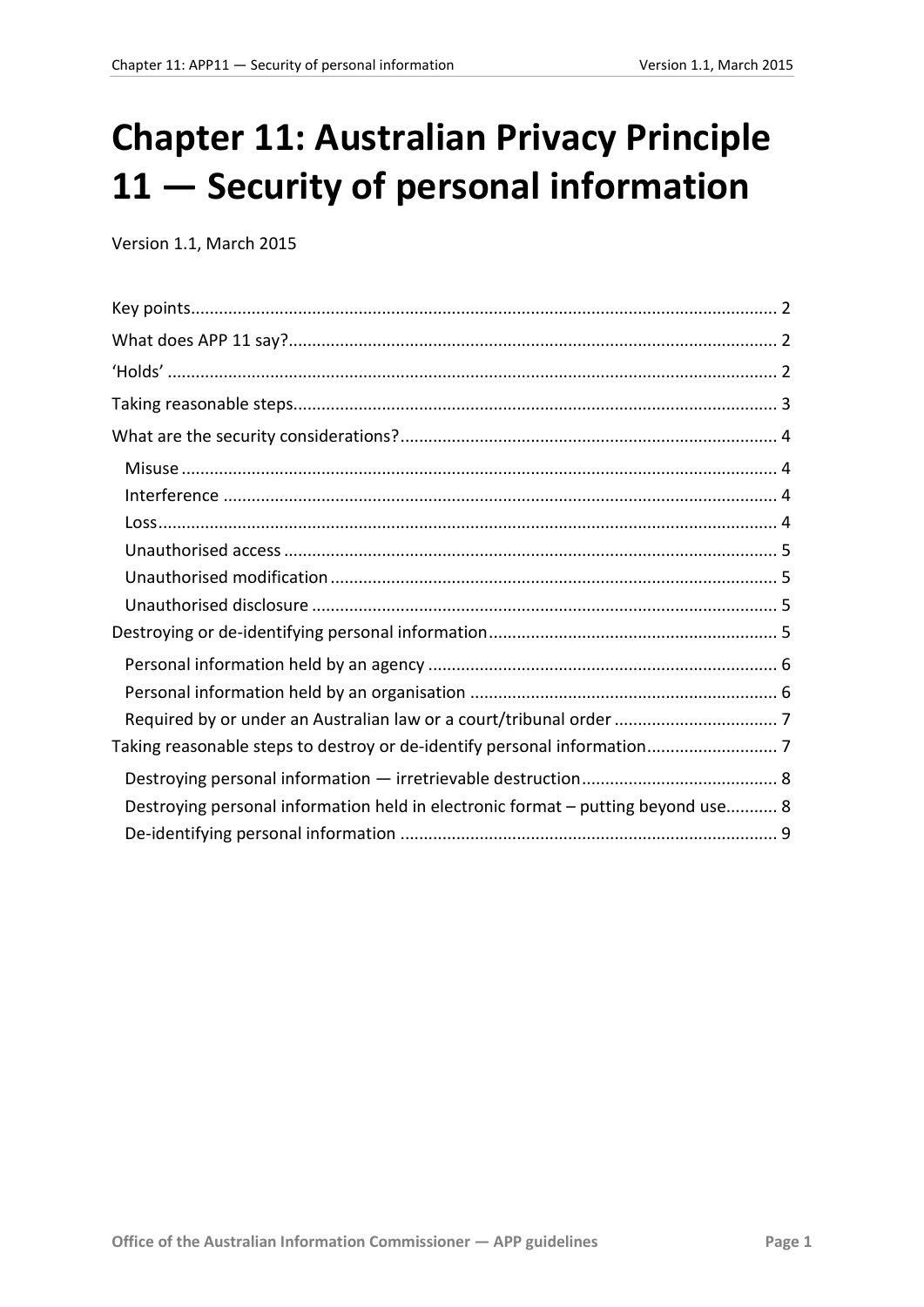# Chapter 11: Australian Privacy Principle 11 — Security of personal information

Version 1.1, March 2015

Key points........................................................................................................................ 2
What does APP 11 say?.................................................................................................... 2
'Holds' ............................................................................................................................. 2
Taking reasonable steps................................................................................................... 3
What are the security considerations?............................................................................. 4
  Misuse ............................................................................................................................ 4
  Interference ................................................................................................................... 4
  Loss................................................................................................................................. 4
  Unauthorised access ...................................................................................................... 5
  Unauthorised modification............................................................................................ 5
  Unauthorised disclosure ................................................................................................ 5
Destroying or de-identifying personal information.......................................................... 5
  Personal information held by an agency ........................................................................ 6
  Personal information held by an organisation ............................................................... 6
  Required by or under an Australian law or a court/tribunal order ................................ 7
Taking reasonable steps to destroy or de-identify personal information......................... 7
  Destroying personal information — irretrievable destruction....................................... 8
  Destroying personal information held in electronic format – putting beyond use.......... 8
  De-identifying personal information .............................................................................. 9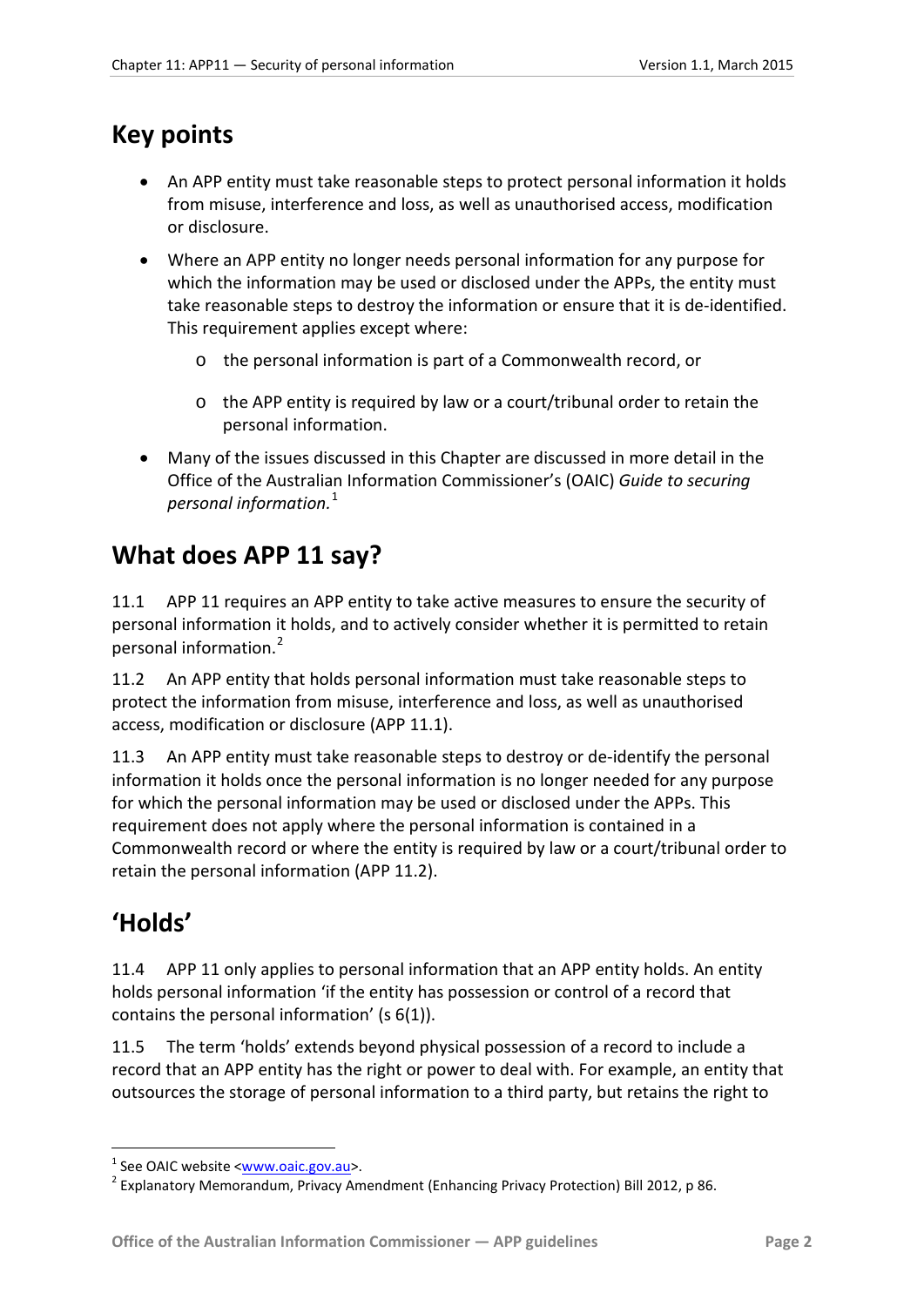## Key points

- An APP entity must take reasonable steps to protect personal information it holds from misuse, interference and loss, as well as unauthorised access, modification or disclosure.
- Where an APP entity no longer needs personal information for any purpose for which the information may be used or disclosed under the APPs, the entity must take reasonable steps to destroy the information or ensure that it is de-identified. This requirement applies except where:
  - the personal information is part of a Commonwealth record, or
  - the APP entity is required by law or a court/tribunal order to retain the personal information.
- Many of the issues discussed in this Chapter are discussed in more detail in the Office of the Australian Information Commissioner's (OAIC) *Guide to securing personal information.*[1]

## What does APP 11 say?

11.1 APP 11 requires an APP entity to take active measures to ensure the security of personal information it holds, and to actively consider whether it is permitted to retain personal information.[2]

11.2 An APP entity that holds personal information must take reasonable steps to protect the information from misuse, interference and loss, as well as unauthorised access, modification or disclosure (APP 11.1).

11.3 An APP entity must take reasonable steps to destroy or de-identify the personal information it holds once the personal information is no longer needed for any purpose for which the personal information may be used or disclosed under the APPs. This requirement does not apply where the personal information is contained in a Commonwealth record or where the entity is required by law or a court/tribunal order to retain the personal information (APP 11.2).

## 'Holds'

11.4 APP 11 only applies to personal information that an APP entity holds. An entity holds personal information 'if the entity has possession or control of a record that contains the personal information' (s 6(1)).

11.5 The term 'holds' extends beyond physical possession of a record to include a record that an APP entity has the right or power to deal with. For example, an entity that outsources the storage of personal information to a third party, but retains the right to

---

[1] See OAIC website <www.oaic.gov.au>.

[2] Explanatory Memorandum, Privacy Amendment (Enhancing Privacy Protection) Bill 2012, p 86.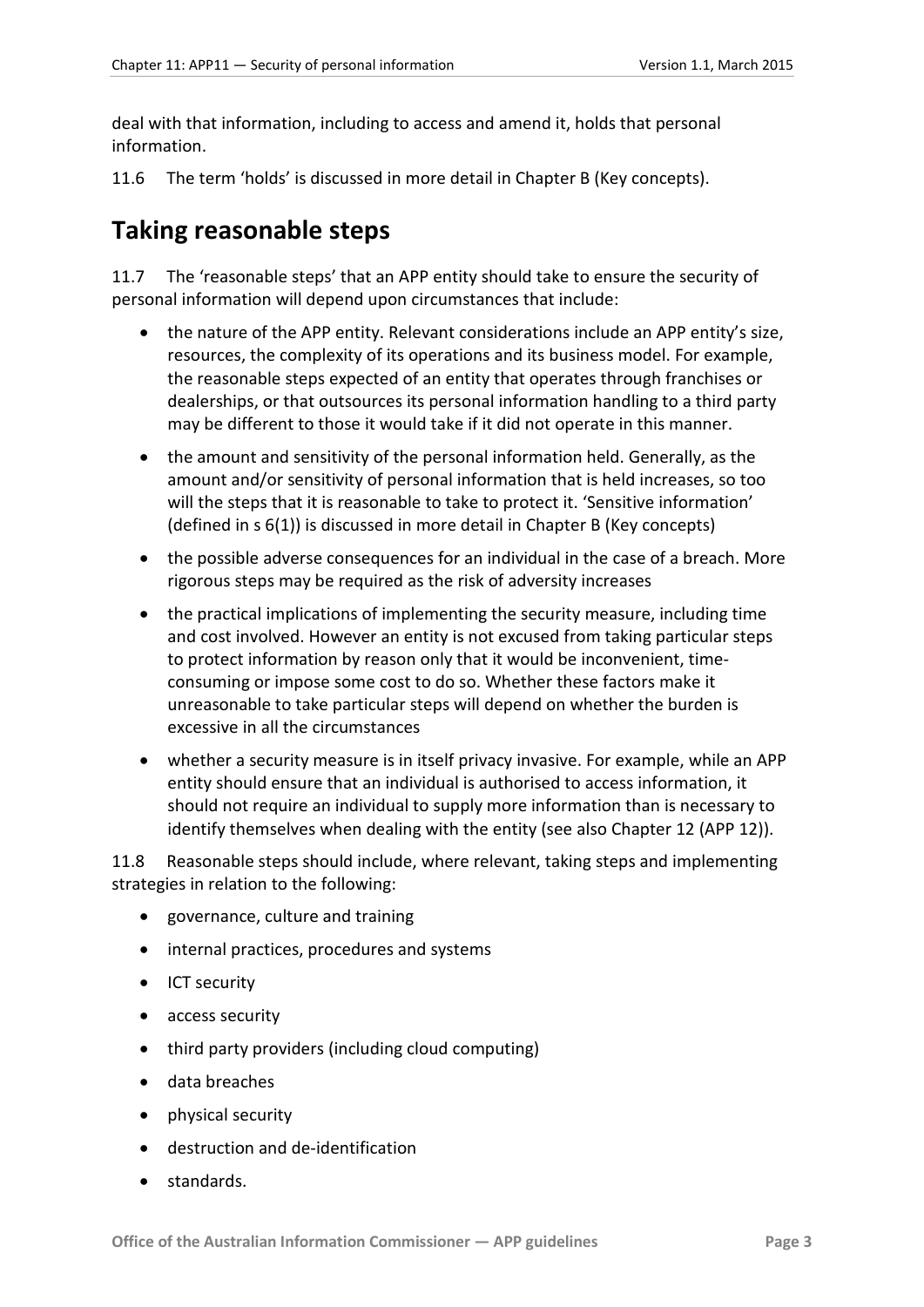deal with that information, including to access and amend it, holds that personal information.

11.6 The term 'holds' is discussed in more detail in Chapter B (Key concepts).

## Taking reasonable steps

11.7 The 'reasonable steps' that an APP entity should take to ensure the security of personal information will depend upon circumstances that include:

- the nature of the APP entity. Relevant considerations include an APP entity's size, resources, the complexity of its operations and its business model. For example, the reasonable steps expected of an entity that operates through franchises or dealerships, or that outsources its personal information handling to a third party may be different to those it would take if it did not operate in this manner.
- the amount and sensitivity of the personal information held. Generally, as the amount and/or sensitivity of personal information that is held increases, so too will the steps that it is reasonable to take to protect it. 'Sensitive information' (defined in s 6(1)) is discussed in more detail in Chapter B (Key concepts)
- the possible adverse consequences for an individual in the case of a breach. More rigorous steps may be required as the risk of adversity increases
- the practical implications of implementing the security measure, including time and cost involved. However an entity is not excused from taking particular steps to protect information by reason only that it would be inconvenient, time-consuming or impose some cost to do so. Whether these factors make it unreasonable to take particular steps will depend on whether the burden is excessive in all the circumstances
- whether a security measure is in itself privacy invasive. For example, while an APP entity should ensure that an individual is authorised to access information, it should not require an individual to supply more information than is necessary to identify themselves when dealing with the entity (see also Chapter 12 (APP 12)).

11.8 Reasonable steps should include, where relevant, taking steps and implementing strategies in relation to the following:

- governance, culture and training
- internal practices, procedures and systems
- ICT security
- access security
- third party providers (including cloud computing)
- data breaches
- physical security
- destruction and de-identification
- standards.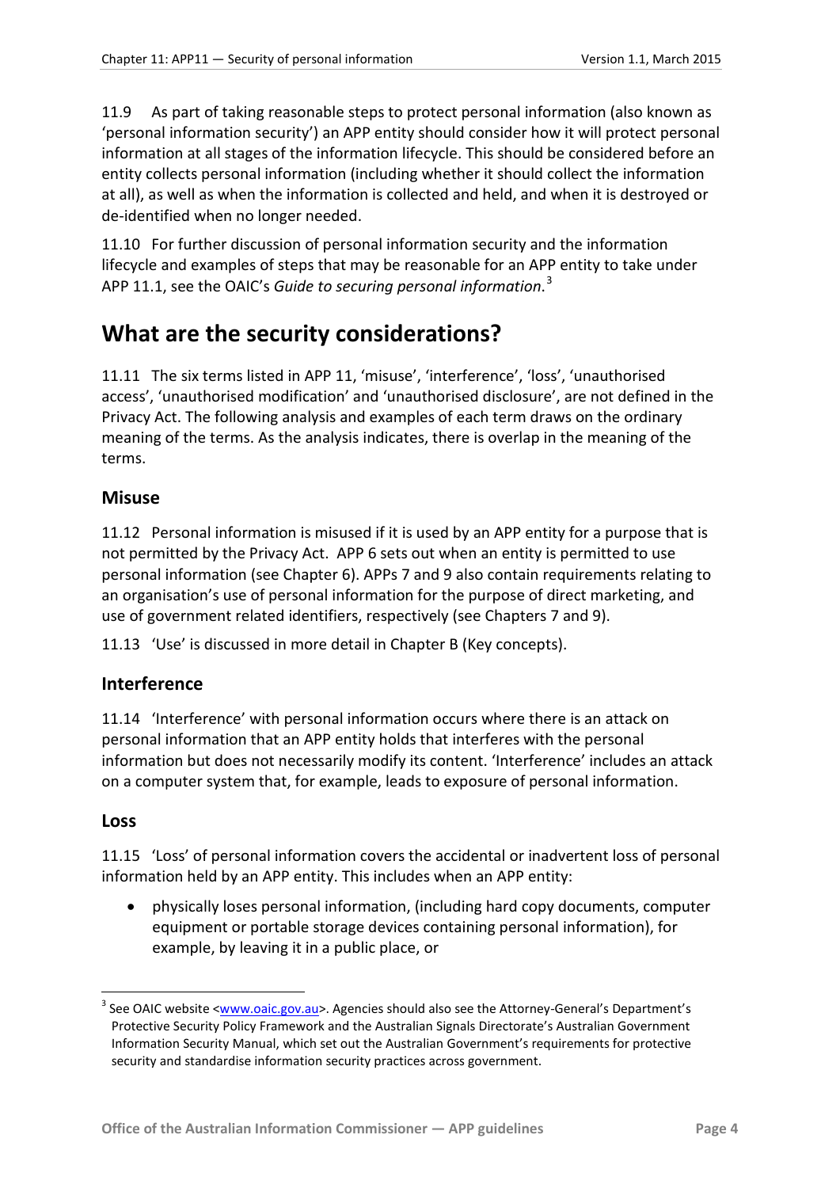11.9 As part of taking reasonable steps to protect personal information (also known as 'personal information security') an APP entity should consider how it will protect personal information at all stages of the information lifecycle. This should be considered before an entity collects personal information (including whether it should collect the information at all), as well as when the information is collected and held, and when it is destroyed or de-identified when no longer needed.

11.10 For further discussion of personal information security and the information lifecycle and examples of steps that may be reasonable for an APP entity to take under APP 11.1, see the OAIC's *Guide to securing personal information*.[3]

# What are the security considerations?

11.11 The six terms listed in APP 11, 'misuse', 'interference', 'loss', 'unauthorised access', 'unauthorised modification' and 'unauthorised disclosure', are not defined in the Privacy Act. The following analysis and examples of each term draws on the ordinary meaning of the terms. As the analysis indicates, there is overlap in the meaning of the terms.

## Misuse

11.12 Personal information is misused if it is used by an APP entity for a purpose that is not permitted by the Privacy Act. APP 6 sets out when an entity is permitted to use personal information (see Chapter 6). APPs 7 and 9 also contain requirements relating to an organisation's use of personal information for the purpose of direct marketing, and use of government related identifiers, respectively (see Chapters 7 and 9).

11.13 'Use' is discussed in more detail in Chapter B (Key concepts).

## Interference

11.14 'Interference' with personal information occurs where there is an attack on personal information that an APP entity holds that interferes with the personal information but does not necessarily modify its content. 'Interference' includes an attack on a computer system that, for example, leads to exposure of personal information.

## Loss

11.15 'Loss' of personal information covers the accidental or inadvertent loss of personal information held by an APP entity. This includes when an APP entity:

- physically loses personal information, (including hard copy documents, computer equipment or portable storage devices containing personal information), for example, by leaving it in a public place, or

---

[3] See OAIC website <www.oaic.gov.au>. Agencies should also see the Attorney-General's Department's Protective Security Policy Framework and the Australian Signals Directorate's Australian Government Information Security Manual, which set out the Australian Government's requirements for protective security and standardise information security practices across government.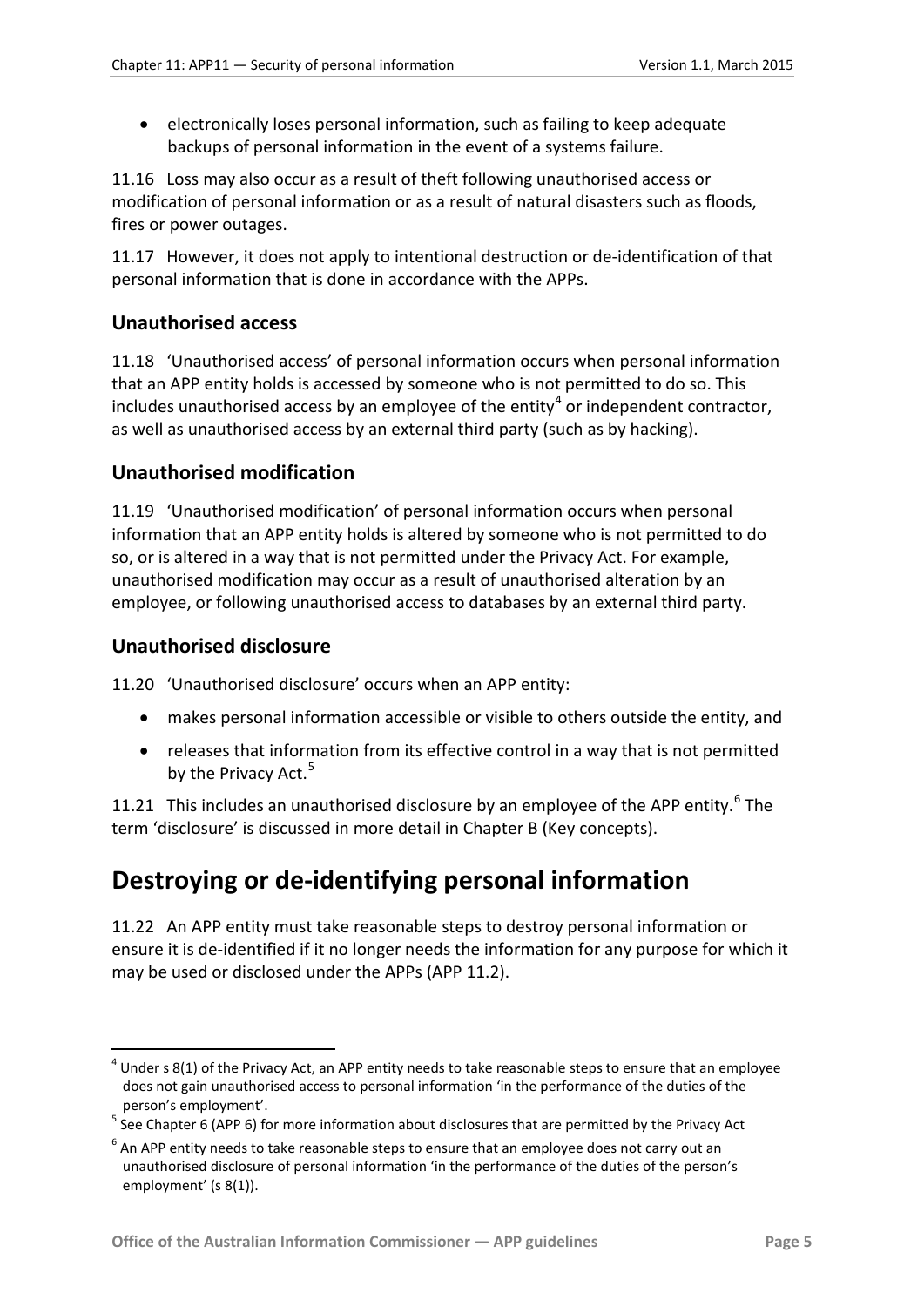- electronically loses personal information, such as failing to keep adequate backups of personal information in the event of a systems failure.

11.16 Loss may also occur as a result of theft following unauthorised access or modification of personal information or as a result of natural disasters such as floods, fires or power outages.

11.17 However, it does not apply to intentional destruction or de-identification of that personal information that is done in accordance with the APPs.

### Unauthorised access

11.18 'Unauthorised access' of personal information occurs when personal information that an APP entity holds is accessed by someone who is not permitted to do so. This includes unauthorised access by an employee of the entity[4] or independent contractor, as well as unauthorised access by an external third party (such as by hacking).

### Unauthorised modification

11.19 'Unauthorised modification' of personal information occurs when personal information that an APP entity holds is altered by someone who is not permitted to do so, or is altered in a way that is not permitted under the Privacy Act. For example, unauthorised modification may occur as a result of unauthorised alteration by an employee, or following unauthorised access to databases by an external third party.

### Unauthorised disclosure

11.20 'Unauthorised disclosure' occurs when an APP entity:

- makes personal information accessible or visible to others outside the entity, and
- releases that information from its effective control in a way that is not permitted by the Privacy Act.[5]

11.21 This includes an unauthorised disclosure by an employee of the APP entity.[6] The term 'disclosure' is discussed in more detail in Chapter B (Key concepts).

## Destroying or de-identifying personal information

11.22 An APP entity must take reasonable steps to destroy personal information or ensure it is de-identified if it no longer needs the information for any purpose for which it may be used or disclosed under the APPs (APP 11.2).

---

[4] Under s 8(1) of the Privacy Act, an APP entity needs to take reasonable steps to ensure that an employee does not gain unauthorised access to personal information 'in the performance of the duties of the person's employment'.

[5] See Chapter 6 (APP 6) for more information about disclosures that are permitted by the Privacy Act

[6] An APP entity needs to take reasonable steps to ensure that an employee does not carry out an unauthorised disclosure of personal information 'in the performance of the duties of the person's employment' (s 8(1)).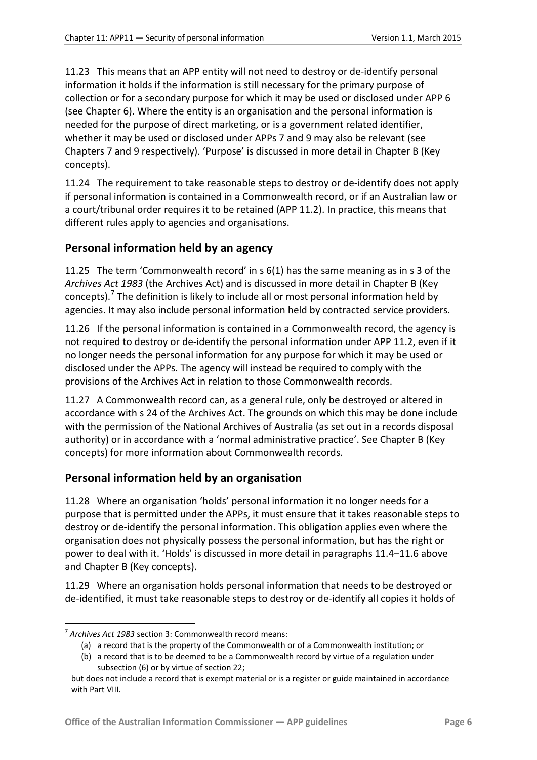11.23 This means that an APP entity will not need to destroy or de-identify personal information it holds if the information is still necessary for the primary purpose of collection or for a secondary purpose for which it may be used or disclosed under APP 6 (see Chapter 6). Where the entity is an organisation and the personal information is needed for the purpose of direct marketing, or is a government related identifier, whether it may be used or disclosed under APPs 7 and 9 may also be relevant (see Chapters 7 and 9 respectively). 'Purpose' is discussed in more detail in Chapter B (Key concepts).

11.24 The requirement to take reasonable steps to destroy or de-identify does not apply if personal information is contained in a Commonwealth record, or if an Australian law or a court/tribunal order requires it to be retained (APP 11.2). In practice, this means that different rules apply to agencies and organisations.

## Personal information held by an agency

11.25 The term 'Commonwealth record' in s 6(1) has the same meaning as in s 3 of the *Archives Act 1983* (the Archives Act) and is discussed in more detail in Chapter B (Key concepts).[7] The definition is likely to include all or most personal information held by agencies. It may also include personal information held by contracted service providers.

11.26 If the personal information is contained in a Commonwealth record, the agency is not required to destroy or de-identify the personal information under APP 11.2, even if it no longer needs the personal information for any purpose for which it may be used or disclosed under the APPs. The agency will instead be required to comply with the provisions of the Archives Act in relation to those Commonwealth records.

11.27 A Commonwealth record can, as a general rule, only be destroyed or altered in accordance with s 24 of the Archives Act. The grounds on which this may be done include with the permission of the National Archives of Australia (as set out in a records disposal authority) or in accordance with a 'normal administrative practice'. See Chapter B (Key concepts) for more information about Commonwealth records.

## Personal information held by an organisation

11.28 Where an organisation 'holds' personal information it no longer needs for a purpose that is permitted under the APPs, it must ensure that it takes reasonable steps to destroy or de-identify the personal information. This obligation applies even where the organisation does not physically possess the personal information, but has the right or power to deal with it. 'Holds' is discussed in more detail in paragraphs 11.4–11.6 above and Chapter B (Key concepts).

11.29 Where an organisation holds personal information that needs to be destroyed or de-identified, it must take reasonable steps to destroy or de-identify all copies it holds of

---

[7] *Archives Act 1983* section 3: Commonwealth record means:

(a) a record that is the property of the Commonwealth or of a Commonwealth institution; or

(b) a record that is to be deemed to be a Commonwealth record by virtue of a regulation under subsection (6) or by virtue of section 22;

but does not include a record that is exempt material or is a register or guide maintained in accordance with Part VIII.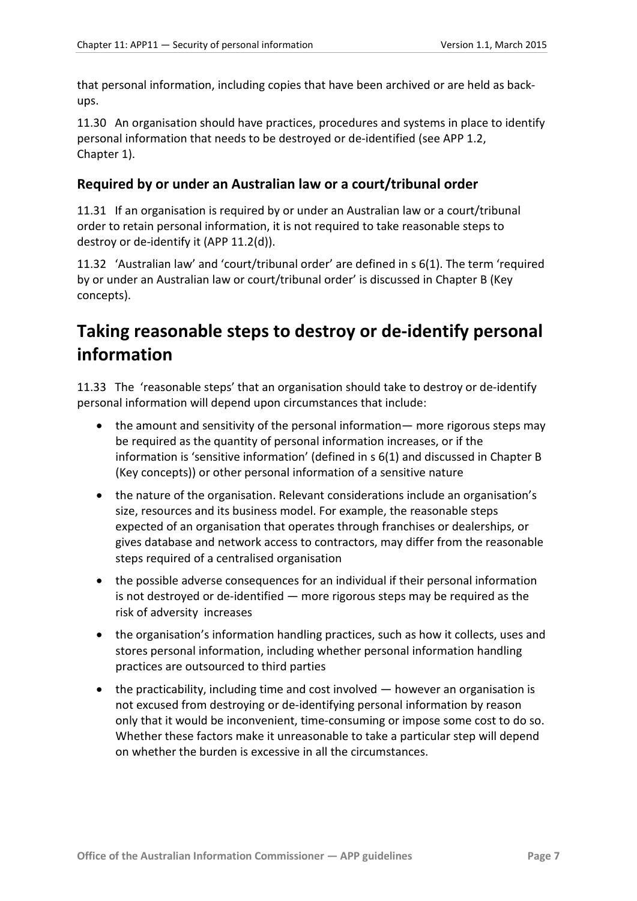that personal information, including copies that have been archived or are held as back-ups.

11.30 An organisation should have practices, procedures and systems in place to identify personal information that needs to be destroyed or de-identified (see APP 1.2, Chapter 1).

### Required by or under an Australian law or a court/tribunal order

11.31 If an organisation is required by or under an Australian law or a court/tribunal order to retain personal information, it is not required to take reasonable steps to destroy or de-identify it (APP 11.2(d)).

11.32 'Australian law' and 'court/tribunal order' are defined in s 6(1). The term 'required by or under an Australian law or court/tribunal order' is discussed in Chapter B (Key concepts).

## Taking reasonable steps to destroy or de-identify personal information

11.33 The 'reasonable steps' that an organisation should take to destroy or de-identify personal information will depend upon circumstances that include:

- the amount and sensitivity of the personal information— more rigorous steps may be required as the quantity of personal information increases, or if the information is 'sensitive information' (defined in s 6(1) and discussed in Chapter B (Key concepts)) or other personal information of a sensitive nature
- the nature of the organisation. Relevant considerations include an organisation's size, resources and its business model. For example, the reasonable steps expected of an organisation that operates through franchises or dealerships, or gives database and network access to contractors, may differ from the reasonable steps required of a centralised organisation
- the possible adverse consequences for an individual if their personal information is not destroyed or de-identified — more rigorous steps may be required as the risk of adversity increases
- the organisation's information handling practices, such as how it collects, uses and stores personal information, including whether personal information handling practices are outsourced to third parties
- the practicability, including time and cost involved — however an organisation is not excused from destroying or de-identifying personal information by reason only that it would be inconvenient, time-consuming or impose some cost to do so. Whether these factors make it unreasonable to take a particular step will depend on whether the burden is excessive in all the circumstances.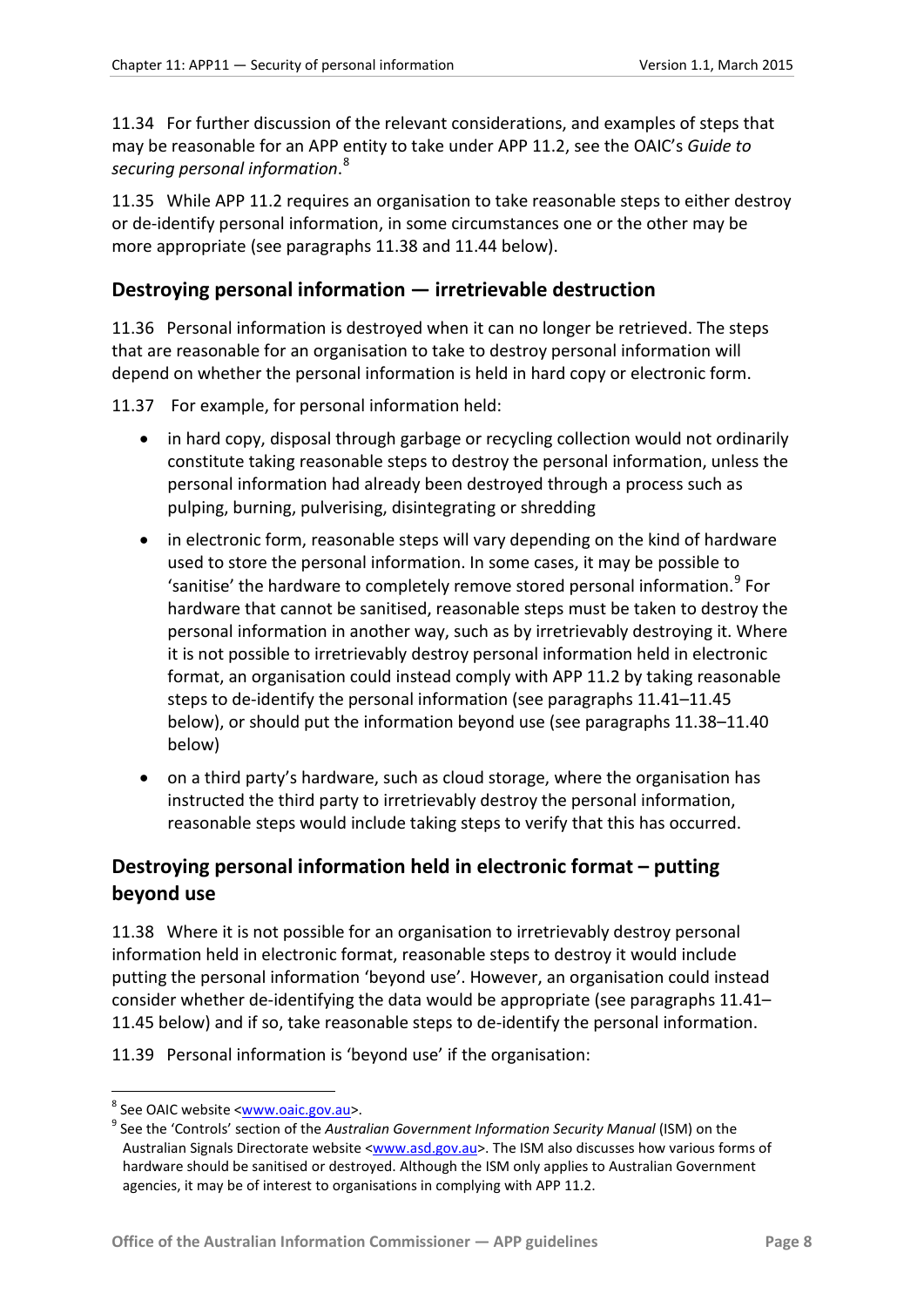11.34 For further discussion of the relevant considerations, and examples of steps that may be reasonable for an APP entity to take under APP 11.2, see the OAIC's *Guide to securing personal information*.[8]

11.35 While APP 11.2 requires an organisation to take reasonable steps to either destroy or de-identify personal information, in some circumstances one or the other may be more appropriate (see paragraphs 11.38 and 11.44 below).

## Destroying personal information — irretrievable destruction

11.36 Personal information is destroyed when it can no longer be retrieved. The steps that are reasonable for an organisation to take to destroy personal information will depend on whether the personal information is held in hard copy or electronic form.

11.37 For example, for personal information held:

- in hard copy, disposal through garbage or recycling collection would not ordinarily constitute taking reasonable steps to destroy the personal information, unless the personal information had already been destroyed through a process such as pulping, burning, pulverising, disintegrating or shredding
- in electronic form, reasonable steps will vary depending on the kind of hardware used to store the personal information. In some cases, it may be possible to 'sanitise' the hardware to completely remove stored personal information.[9] For hardware that cannot be sanitised, reasonable steps must be taken to destroy the personal information in another way, such as by irretrievably destroying it. Where it is not possible to irretrievably destroy personal information held in electronic format, an organisation could instead comply with APP 11.2 by taking reasonable steps to de-identify the personal information (see paragraphs 11.41–11.45 below), or should put the information beyond use (see paragraphs 11.38–11.40 below)
- on a third party's hardware, such as cloud storage, where the organisation has instructed the third party to irretrievably destroy the personal information, reasonable steps would include taking steps to verify that this has occurred.

## Destroying personal information held in electronic format – putting beyond use

11.38 Where it is not possible for an organisation to irretrievably destroy personal information held in electronic format, reasonable steps to destroy it would include putting the personal information 'beyond use'. However, an organisation could instead consider whether de-identifying the data would be appropriate (see paragraphs 11.41–11.45 below) and if so, take reasonable steps to de-identify the personal information.

11.39 Personal information is 'beyond use' if the organisation:

---

[8] See OAIC website <www.oaic.gov.au>.

[9] See the 'Controls' section of the *Australian Government Information Security Manual* (ISM) on the Australian Signals Directorate website <www.asd.gov.au>. The ISM also discusses how various forms of hardware should be sanitised or destroyed. Although the ISM only applies to Australian Government agencies, it may be of interest to organisations in complying with APP 11.2.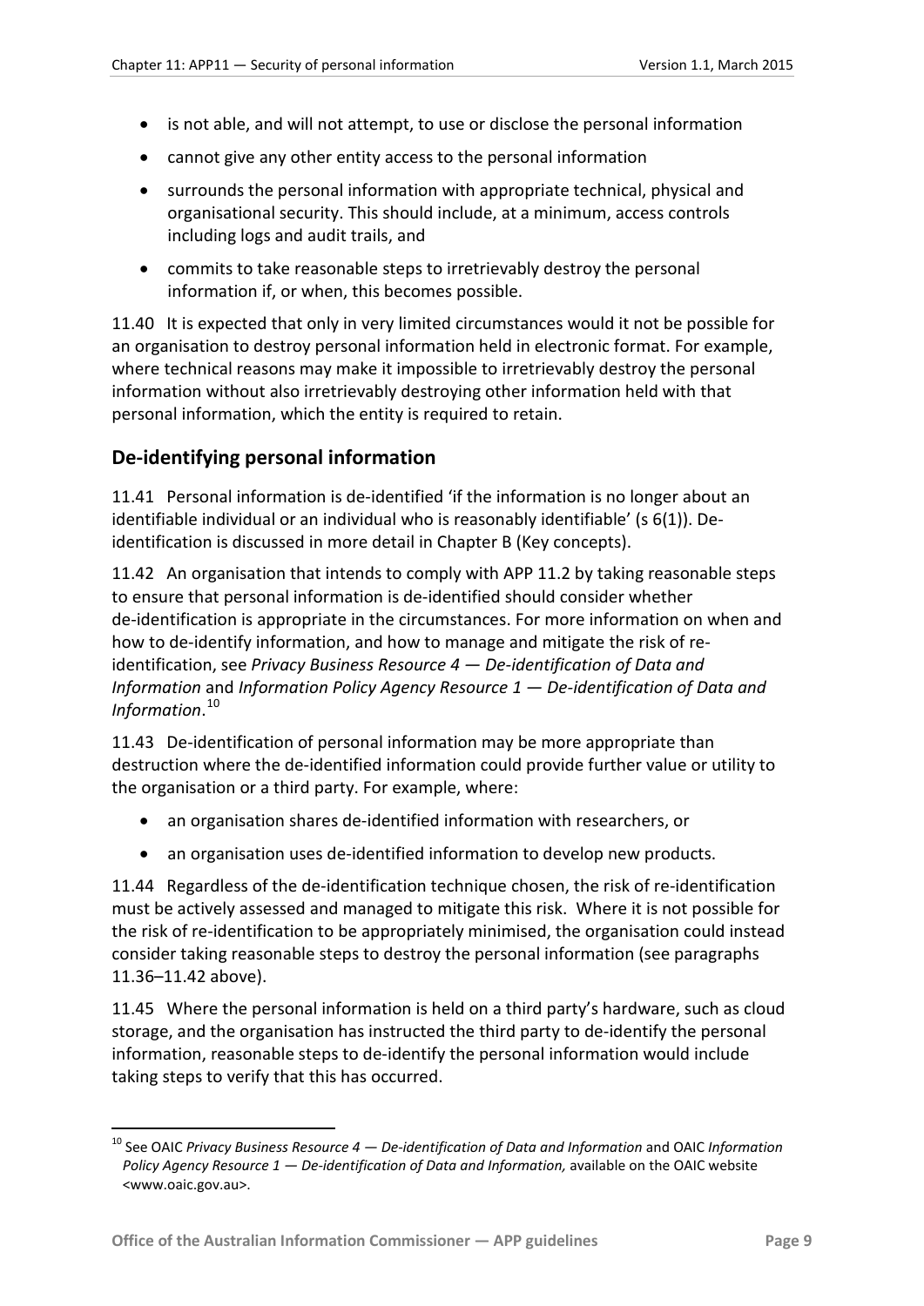- is not able, and will not attempt, to use or disclose the personal information
- cannot give any other entity access to the personal information
- surrounds the personal information with appropriate technical, physical and organisational security. This should include, at a minimum, access controls including logs and audit trails, and
- commits to take reasonable steps to irretrievably destroy the personal information if, or when, this becomes possible.

11.40 It is expected that only in very limited circumstances would it not be possible for an organisation to destroy personal information held in electronic format. For example, where technical reasons may make it impossible to irretrievably destroy the personal information without also irretrievably destroying other information held with that personal information, which the entity is required to retain.

## De-identifying personal information

11.41 Personal information is de-identified 'if the information is no longer about an identifiable individual or an individual who is reasonably identifiable' (s 6(1)). De-identification is discussed in more detail in Chapter B (Key concepts).

11.42 An organisation that intends to comply with APP 11.2 by taking reasonable steps to ensure that personal information is de-identified should consider whether de-identification is appropriate in the circumstances. For more information on when and how to de-identify information, and how to manage and mitigate the risk of re-identification, see *Privacy Business Resource 4 — De-identification of Data and Information* and *Information Policy Agency Resource 1 — De-identification of Data and Information*.[10]

11.43 De-identification of personal information may be more appropriate than destruction where the de-identified information could provide further value or utility to the organisation or a third party. For example, where:

- an organisation shares de-identified information with researchers, or
- an organisation uses de-identified information to develop new products.

11.44 Regardless of the de-identification technique chosen, the risk of re-identification must be actively assessed and managed to mitigate this risk. Where it is not possible for the risk of re-identification to be appropriately minimised, the organisation could instead consider taking reasonable steps to destroy the personal information (see paragraphs 11.36–11.42 above).

11.45 Where the personal information is held on a third party's hardware, such as cloud storage, and the organisation has instructed the third party to de-identify the personal information, reasonable steps to de-identify the personal information would include taking steps to verify that this has occurred.

[10] See OAIC *Privacy Business Resource 4 — De-identification of Data and Information* and OAIC *Information Policy Agency Resource 1 — De-identification of Data and Information,* available on the OAIC website <www.oaic.gov.au>.